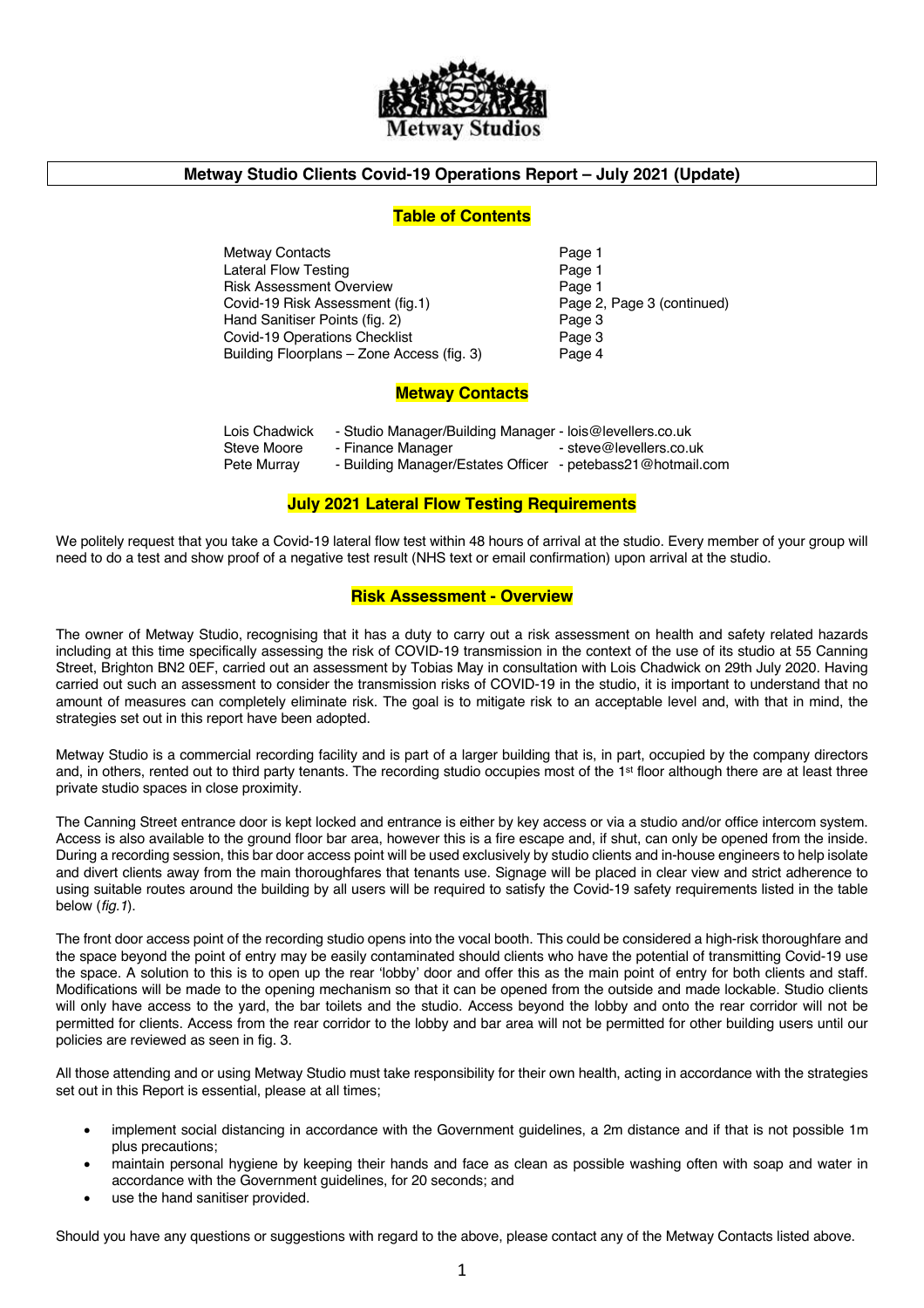# Metway Studio Clients Covid-19 Operations Report – July 2021 (Update)

## Table of Contents

| | |
|---|---|
| Metway Contacts | Page 1 |
| Lateral Flow Testing | Page 1 |
| Risk Assessment Overview | Page 1 |
| Covid-19 Risk Assessment (fig.1) | Page 2, Page 3 (continued) |
| Hand Sanitiser Points (fig. 2) | Page 3 |
| Covid-19 Operations Checklist | Page 3 |
| Building Floorplans – Zone Access (fig. 3) | Page 4 |

## Metway Contacts

| | | |
|---|---|---|
| Lois Chadwick | - Studio Manager/Building Manager | - lois@levellers.co.uk |
| Steve Moore | - Finance Manager | - steve@levellers.co.uk |
| Pete Murray | - Building Manager/Estates Officer | - petebass21@hotmail.com |

## July 2021 Lateral Flow Testing Requirements

We politely request that you take a Covid-19 lateral flow test within 48 hours of arrival at the studio. Every member of your group will need to do a test and show proof of a negative test result (NHS text or email confirmation) upon arrival at the studio.

## Risk Assessment - Overview

The owner of Metway Studio, recognising that it has a duty to carry out a risk assessment on health and safety related hazards including at this time specifically assessing the risk of COVID-19 transmission in the context of the use of its studio at 55 Canning Street, Brighton BN2 0EF, carried out an assessment by Tobias May in consultation with Lois Chadwick on 29th July 2020. Having carried out such an assessment to consider the transmission risks of COVID-19 in the studio, it is important to understand that no amount of measures can completely eliminate risk. The goal is to mitigate risk to an acceptable level and, with that in mind, the strategies set out in this report have been adopted.

Metway Studio is a commercial recording facility and is part of a larger building that is, in part, occupied by the company directors and, in others, rented out to third party tenants. The recording studio occupies most of the 1st floor although there are at least three private studio spaces in close proximity.

The Canning Street entrance door is kept locked and entrance is either by key access or via a studio and/or office intercom system. Access is also available to the ground floor bar area, however this is a fire escape and, if shut, can only be opened from the inside. During a recording session, this bar door access point will be used exclusively by studio clients and in-house engineers to help isolate and divert clients away from the main thoroughfares that tenants use. Signage will be placed in clear view and strict adherence to using suitable routes around the building by all users will be required to satisfy the Covid-19 safety requirements listed in the table below (*fig.1*).

The front door access point of the recording studio opens into the vocal booth. This could be considered a high-risk thoroughfare and the space beyond the point of entry may be easily contaminated should clients who have the potential of transmitting Covid-19 use the space. A solution to this is to open up the rear 'lobby' door and offer this as the main point of entry for both clients and staff. Modifications will be made to the opening mechanism so that it can be opened from the outside and made lockable. Studio clients will only have access to the yard, the bar toilets and the studio. Access beyond the lobby and onto the rear corridor will not be permitted for clients. Access from the rear corridor to the lobby and bar area will not be permitted for other building users until our policies are reviewed as seen in fig. 3.

All those attending and or using Metway Studio must take responsibility for their own health, acting in accordance with the strategies set out in this Report is essential, please at all times;

- implement social distancing in accordance with the Government guidelines, a 2m distance and if that is not possible 1m plus precautions;
- maintain personal hygiene by keeping their hands and face as clean as possible washing often with soap and water in accordance with the Government guidelines, for 20 seconds; and
- use the hand sanitiser provided.

Should you have any questions or suggestions with regard to the above, please contact any of the Metway Contacts listed above.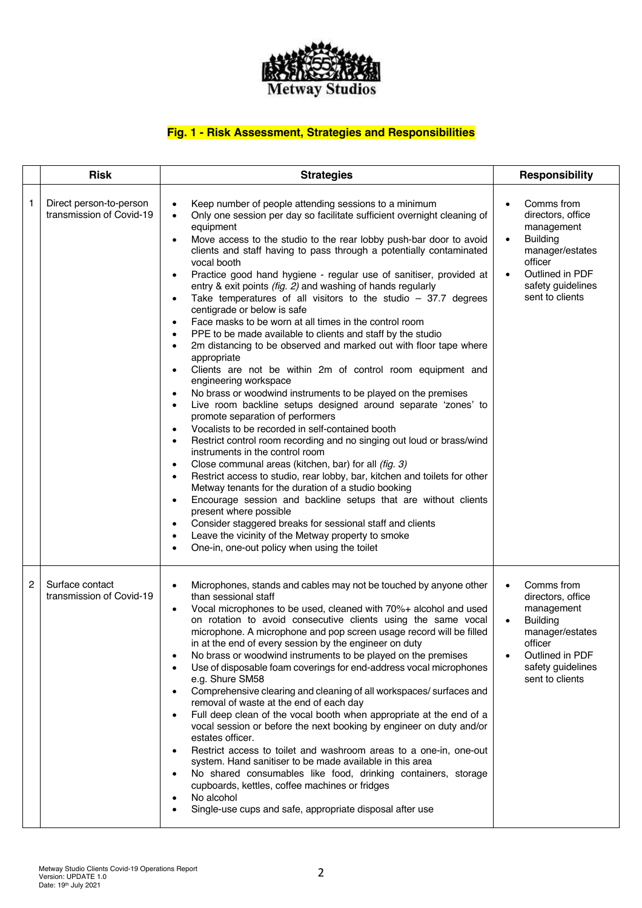**Fig. 1 - Risk Assessment, Strategies and Responsibilities**

| | Risk | Strategies | Responsibility |
|---|---|---|---|
| 1 | Direct person-to-person transmission of Covid-19 | • Keep number of people attending sessions to a minimum<br>• Only one session per day so facilitate sufficient overnight cleaning of equipment<br>• Move access to the studio to the rear lobby push-bar door to avoid clients and staff having to pass through a potentially contaminated vocal booth<br>• Practice good hand hygiene - regular use of sanitiser, provided at entry & exit points *(fig. 2)* and washing of hands regularly<br>• Take temperatures of all visitors to the studio – 37.7 degrees centigrade or below is safe<br>• Face masks to be worn at all times in the control room<br>• PPE to be made available to clients and staff by the studio<br>• 2m distancing to be observed and marked out with floor tape where appropriate<br>• Clients are not be within 2m of control room equipment and engineering workspace<br>• No brass or woodwind instruments to be played on the premises<br>• Live room backline setups designed around separate 'zones' to promote separation of performers<br>• Vocalists to be recorded in self-contained booth<br>• Restrict control room recording and no singing out loud or brass/wind instruments in the control room<br>• Close communal areas (kitchen, bar) for all *(fig. 3)*<br>• Restrict access to studio, rear lobby, bar, kitchen and toilets for other Metway tenants for the duration of a studio booking<br>• Encourage session and backline setups that are without clients present where possible<br>• Consider staggered breaks for sessional staff and clients<br>• Leave the vicinity of the Metway property to smoke<br>• One-in, one-out policy when using the toilet | • Comms from directors, office management<br>• Building manager/estates officer<br>• Outlined in PDF safety guidelines sent to clients |
| 2 | Surface contact transmission of Covid-19 | • Microphones, stands and cables may not be touched by anyone other than sessional staff<br>• Vocal microphones to be used, cleaned with 70%+ alcohol and used on rotation to avoid consecutive clients using the same vocal microphone. A microphone and pop screen usage record will be filled in at the end of every session by the engineer on duty<br>• No brass or woodwind instruments to be played on the premises<br>• Use of disposable foam coverings for end-address vocal microphones e.g. Shure SM58<br>• Comprehensive clearing and cleaning of all workspaces/ surfaces and removal of waste at the end of each day<br>• Full deep clean of the vocal booth when appropriate at the end of a vocal session or before the next booking by engineer on duty and/or estates officer.<br>• Restrict access to toilet and washroom areas to a one-in, one-out system. Hand sanitiser to be made available in this area<br>• No shared consumables like food, drinking containers, storage cupboards, kettles, coffee machines or fridges<br>• No alcohol<br>• Single-use cups and safe, appropriate disposal after use | • Comms from directors, office management<br>• Building manager/estates officer<br>• Outlined in PDF safety guidelines sent to clients |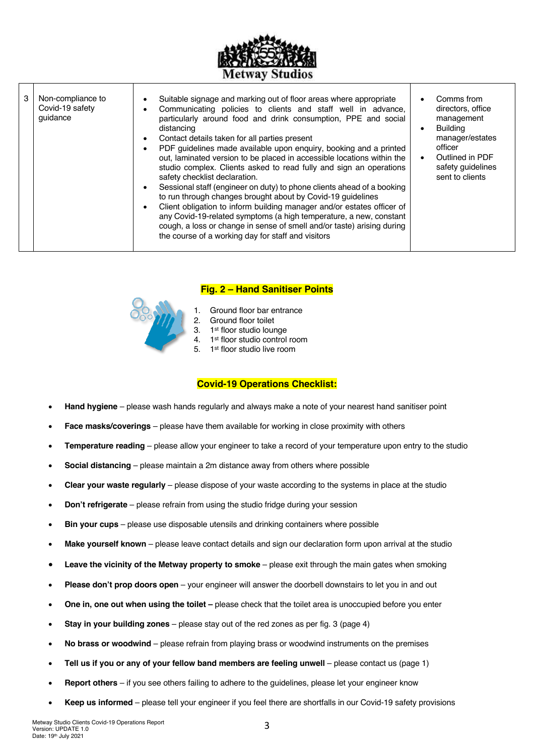| 3 | Non-compliance to Covid-19 safety guidance | <ul><li>Suitable signage and marking out of floor areas where appropriate</li><li>Communicating policies to clients and staff well in advance, particularly around food and drink consumption, PPE and social distancing</li><li>Contact details taken for all parties present</li><li>PDF guidelines made available upon enquiry, booking and a printed out, laminated version to be placed in accessible locations within the studio complex. Clients asked to read fully and sign an operations safety checklist declaration.</li><li>Sessional staff (engineer on duty) to phone clients ahead of a booking to run through changes brought about by Covid-19 guidelines</li><li>Client obligation to inform building manager and/or estates officer of any Covid-19-related symptoms (a high temperature, a new, constant cough, a loss or change in sense of smell and/or taste) arising during the course of a working day for staff and visitors</li></ul> | <ul><li>Comms from directors, office management</li><li>Building manager/estates officer</li><li>Outlined in PDF safety guidelines sent to clients</li></ul> |
|---|---|---|---|

## Fig. 2 – Hand Sanitiser Points

1. Ground floor bar entrance
2. Ground floor toilet
3. 1st floor studio lounge
4. 1st floor studio control room
5. 1st floor studio live room

## Covid-19 Operations Checklist:

- **Hand hygiene** – please wash hands regularly and always make a note of your nearest hand sanitiser point
- **Face masks/coverings** – please have them available for working in close proximity with others
- **Temperature reading** – please allow your engineer to take a record of your temperature upon entry to the studio
- **Social distancing** – please maintain a 2m distance away from others where possible
- **Clear your waste regularly** – please dispose of your waste according to the systems in place at the studio
- **Don't refrigerate** – please refrain from using the studio fridge during your session
- **Bin your cups** – please use disposable utensils and drinking containers where possible
- **Make yourself known** – please leave contact details and sign our declaration form upon arrival at the studio
- **Leave the vicinity of the Metway property to smoke** – please exit through the main gates when smoking
- **Please don't prop doors open** – your engineer will answer the doorbell downstairs to let you in and out
- **One in, one out when using the toilet –** please check that the toilet area is unoccupied before you enter
- **Stay in your building zones** – please stay out of the red zones as per fig. 3 (page 4)
- **No brass or woodwind** – please refrain from playing brass or woodwind instruments on the premises
- **Tell us if you or any of your fellow band members are feeling unwell** – please contact us (page 1)
- **Report others** – if you see others failing to adhere to the guidelines, please let your engineer know
- **Keep us informed** – please tell your engineer if you feel there are shortfalls in our Covid-19 safety provisions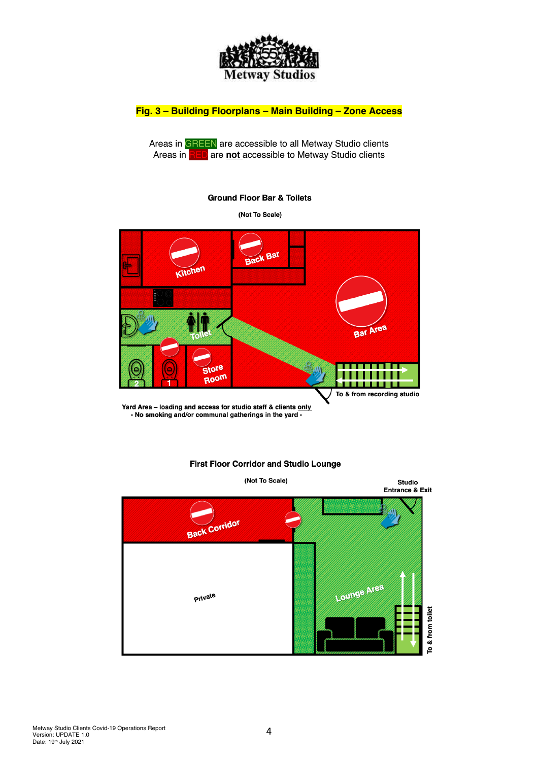Metway Studios

**Fig. 3 – Building Floorplans – Main Building – Zone Access**

Areas in GREEN are accessible to all Metway Studio clients
Areas in RED are **not** accessible to Metway Studio clients

**Ground Floor Bar & Toilets**

**(Not To Scale)**

Kitchen

Back Bar

Bar Area

Toilet

Store Room

2

1

To & from recording studio

**Yard Area – loading and access for studio staff & clients only**
**- No smoking and/or communal gatherings in the yard -**

**First Floor Corridor and Studio Lounge**

**(Not To Scale)**

Studio Entrance & Exit

Back Corridor

Private

Lounge Area

To & from toilet